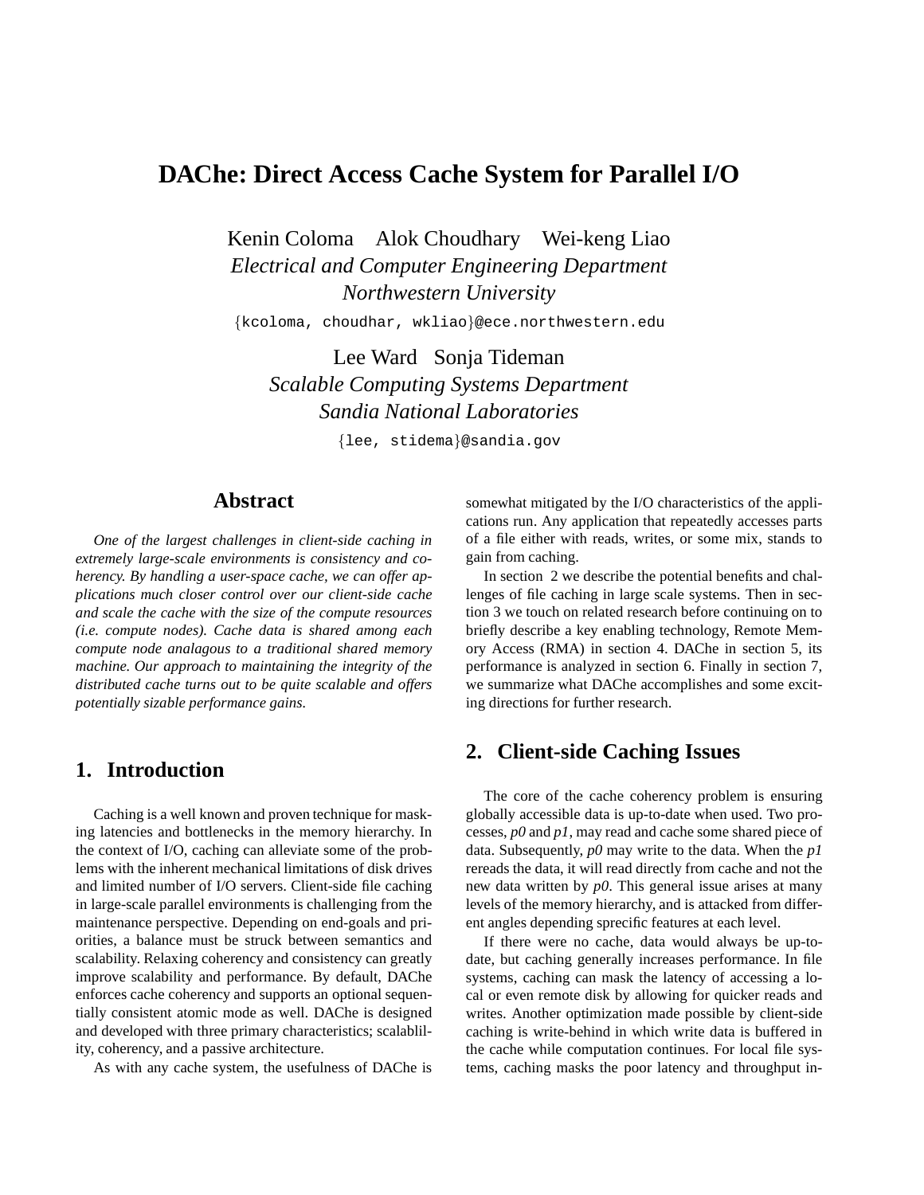# DAChe: Direct Access Cache System for Parallel I/O

Kenin Coloma    Alok Choudhary    Wei-keng Liao
*Electrical and Computer Engineering Department*
*Northwestern University*
{kcoloma, choudhar, wkliao}@ece.northwestern.edu

Lee Ward    Sonja Tideman
*Scalable Computing Systems Department*
*Sandia National Laboratories*
{lee, stidema}@sandia.gov

## Abstract

*One of the largest challenges in client-side caching in extremely large-scale environments is consistency and coherency. By handling a user-space cache, we can offer applications much closer control over our client-side cache and scale the cache with the size of the compute resources (i.e. compute nodes). Cache data is shared among each compute node analagous to a traditional shared memory machine. Our approach to maintaining the integrity of the distributed cache turns out to be quite scalable and offers potentially sizable performance gains.*

## 1. Introduction

Caching is a well known and proven technique for masking latencies and bottlenecks in the memory hierarchy. In the context of I/O, caching can alleviate some of the problems with the inherent mechanical limitations of disk drives and limited number of I/O servers. Client-side file caching in large-scale parallel environments is challenging from the maintenance perspective. Depending on end-goals and priorities, a balance must be struck between semantics and scalability. Relaxing coherency and consistency can greatly improve scalability and performance. By default, DAChe enforces cache coherency and supports an optional sequentially consistent atomic mode as well. DAChe is designed and developed with three primary characteristics; scalablility, coherency, and a passive architecture.

As with any cache system, the usefulness of DAChe is somewhat mitigated by the I/O characteristics of the applications run. Any application that repeatedly accesses parts of a file either with reads, writes, or some mix, stands to gain from caching.

In section 2 we describe the potential benefits and challenges of file caching in large scale systems. Then in section 3 we touch on related research before continuing on to briefly describe a key enabling technology, Remote Memory Access (RMA) in section 4. DAChe in section 5, its performance is analyzed in section 6. Finally in section 7, we summarize what DAChe accomplishes and some exciting directions for further research.

## 2. Client-side Caching Issues

The core of the cache coherency problem is ensuring globally accessible data is up-to-date when used. Two processes, *p0* and *p1*, may read and cache some shared piece of data. Subsequently, *p0* may write to the data. When the *p1* rereads the data, it will read directly from cache and not the new data written by *p0*. This general issue arises at many levels of the memory hierarchy, and is attacked from different angles depending sprecific features at each level.

If there were no cache, data would always be up-to-date, but caching generally increases performance. In file systems, caching can mask the latency of accessing a local or even remote disk by allowing for quicker reads and writes. Another optimization made possible by client-side caching is write-behind in which write data is buffered in the cache while computation continues. For local file systems, caching masks the poor latency and throughput in-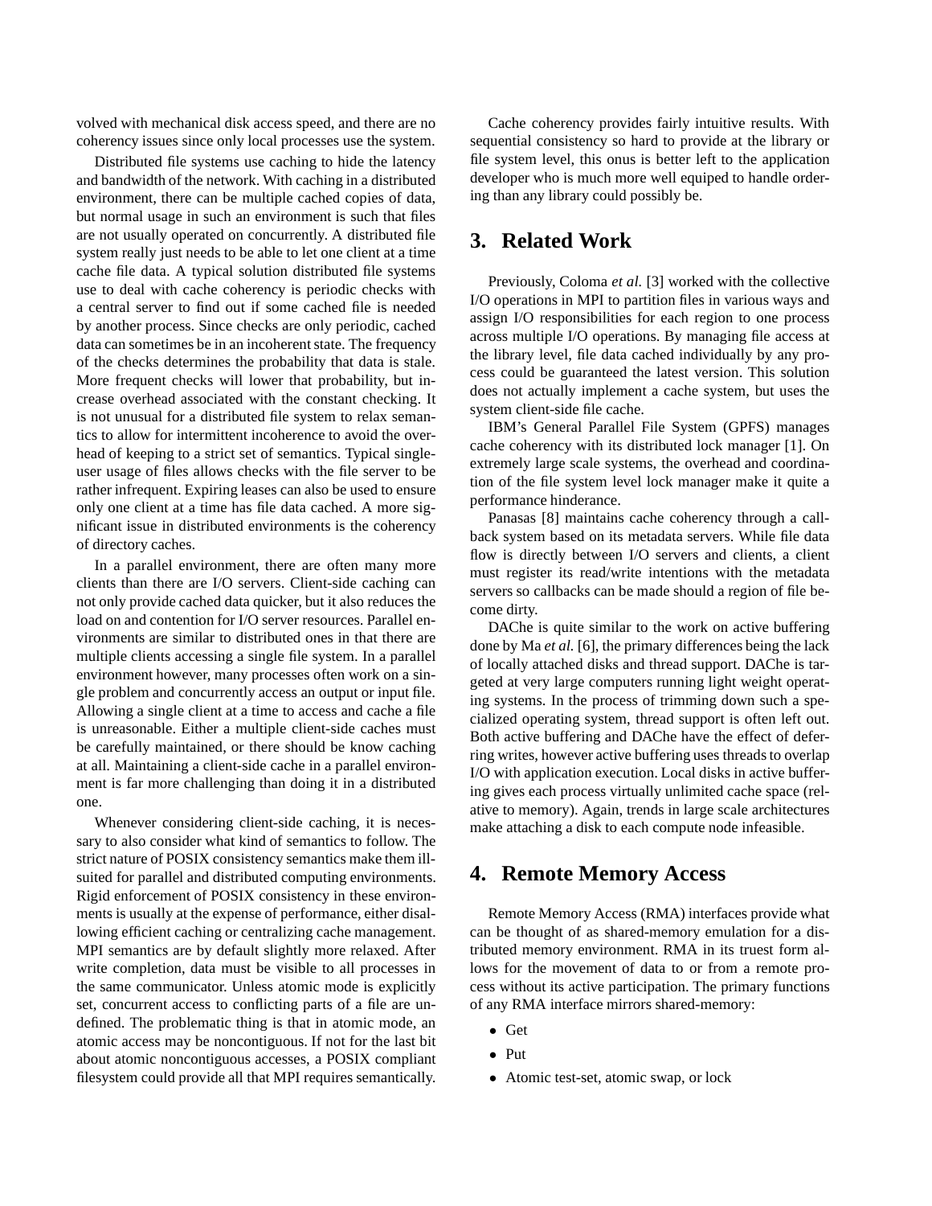volved with mechanical disk access speed, and there are no coherency issues since only local processes use the system.

Distributed file systems use caching to hide the latency and bandwidth of the network. With caching in a distributed environment, there can be multiple cached copies of data, but normal usage in such an environment is such that files are not usually operated on concurrently. A distributed file system really just needs to be able to let one client at a time cache file data. A typical solution distributed file systems use to deal with cache coherency is periodic checks with a central server to find out if some cached file is needed by another process. Since checks are only periodic, cached data can sometimes be in an incoherent state. The frequency of the checks determines the probability that data is stale. More frequent checks will lower that probability, but increase overhead associated with the constant checking. It is not unusual for a distributed file system to relax semantics to allow for intermittent incoherence to avoid the overhead of keeping to a strict set of semantics. Typical single-user usage of files allows checks with the file server to be rather infrequent. Expiring leases can also be used to ensure only one client at a time has file data cached. A more significant issue in distributed environments is the coherency of directory caches.

In a parallel environment, there are often many more clients than there are I/O servers. Client-side caching can not only provide cached data quicker, but it also reduces the load on and contention for I/O server resources. Parallel environments are similar to distributed ones in that there are multiple clients accessing a single file system. In a parallel environment however, many processes often work on a single problem and concurrently access an output or input file. Allowing a single client at a time to access and cache a file is unreasonable. Either a multiple client-side caches must be carefully maintained, or there should be know caching at all. Maintaining a client-side cache in a parallel environment is far more challenging than doing it in a distributed one.

Whenever considering client-side caching, it is necessary to also consider what kind of semantics to follow. The strict nature of POSIX consistency semantics make them ill-suited for parallel and distributed computing environments. Rigid enforcement of POSIX consistency in these environments is usually at the expense of performance, either disallowing efficient caching or centralizing cache management. MPI semantics are by default slightly more relaxed. After write completion, data must be visible to all processes in the same communicator. Unless atomic mode is explicitly set, concurrent access to conflicting parts of a file are undefined. The problematic thing is that in atomic mode, an atomic access may be noncontiguous. If not for the last bit about atomic noncontiguous accesses, a POSIX compliant filesystem could provide all that MPI requires semantically.

Cache coherency provides fairly intuitive results. With sequential consistency so hard to provide at the library or file system level, this onus is better left to the application developer who is much more well equiped to handle ordering than any library could possibly be.

## 3. Related Work

Previously, Coloma *et al.* [3] worked with the collective I/O operations in MPI to partition files in various ways and assign I/O responsibilities for each region to one process across multiple I/O operations. By managing file access at the library level, file data cached individually by any process could be guaranteed the latest version. This solution does not actually implement a cache system, but uses the system client-side file cache.

IBM's General Parallel File System (GPFS) manages cache coherency with its distributed lock manager [1]. On extremely large scale systems, the overhead and coordination of the file system level lock manager make it quite a performance hinderance.

Panasas [8] maintains cache coherency through a callback system based on its metadata servers. While file data flow is directly between I/O servers and clients, a client must register its read/write intentions with the metadata servers so callbacks can be made should a region of file become dirty.

DAChe is quite similar to the work on active buffering done by Ma *et al.* [6], the primary differences being the lack of locally attached disks and thread support. DAChe is targeted at very large computers running light weight operating systems. In the process of trimming down such a specialized operating system, thread support is often left out. Both active buffering and DAChe have the effect of deferring writes, however active buffering uses threads to overlap I/O with application execution. Local disks in active buffering gives each process virtually unlimited cache space (relative to memory). Again, trends in large scale architectures make attaching a disk to each compute node infeasible.

## 4. Remote Memory Access

Remote Memory Access (RMA) interfaces provide what can be thought of as shared-memory emulation for a distributed memory environment. RMA in its truest form allows for the movement of data to or from a remote process without its active participation. The primary functions of any RMA interface mirrors shared-memory:

- Get
- Put
- Atomic test-set, atomic swap, or lock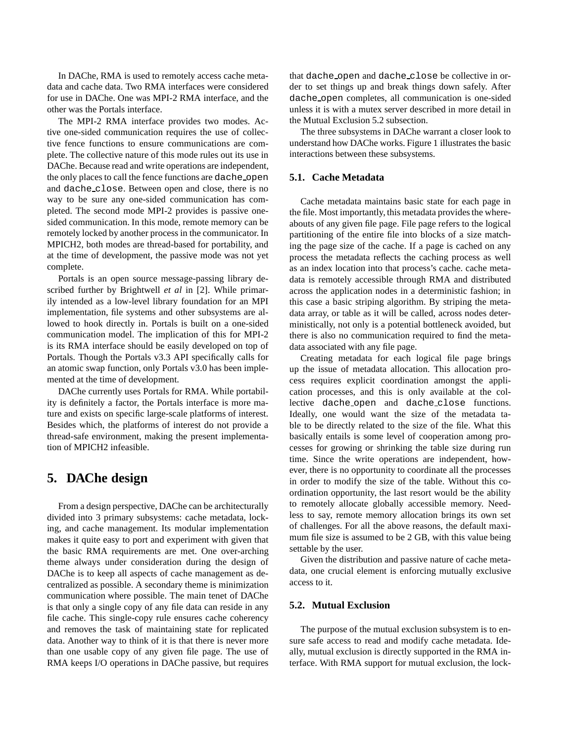In DAChe, RMA is used to remotely access cache metadata and cache data. Two RMA interfaces were considered for use in DAChe. One was MPI-2 RMA interface, and the other was the Portals interface.

The MPI-2 RMA interface provides two modes. Active one-sided communication requires the use of collective fence functions to ensure communications are complete. The collective nature of this mode rules out its use in DAChe. Because read and write operations are independent, the only places to call the fence functions are `dache_open` and `dache_close`. Between open and close, there is no way to be sure any one-sided communication has completed. The second mode MPI-2 provides is passive one-sided communication. In this mode, remote memory can be remotely locked by another process in the communicator. In MPICH2, both modes are thread-based for portability, and at the time of development, the passive mode was not yet complete.

Portals is an open source message-passing library described further by Brightwell *et al* in [2]. While primarily intended as a low-level library foundation for an MPI implementation, file systems and other subsystems are allowed to hook directly in. Portals is built on a one-sided communication model. The implication of this for MPI-2 is its RMA interface should be easily developed on top of Portals. Though the Portals v3.3 API specifically calls for an atomic swap function, only Portals v3.0 has been implemented at the time of development.

DAChe currently uses Portals for RMA. While portability is definitely a factor, the Portals interface is more mature and exists on specific large-scale platforms of interest. Besides which, the platforms of interest do not provide a thread-safe environment, making the present implementation of MPICH2 infeasible.

# 5. DAChe design

From a design perspective, DAChe can be architecturally divided into 3 primary subsystems: cache metadata, locking, and cache management. Its modular implementation makes it quite easy to port and experiment with given that the basic RMA requirements are met. One over-arching theme always under consideration during the design of DAChe is to keep all aspects of cache management as decentralized as possible. A secondary theme is minimization communication where possible. The main tenet of DAChe is that only a single copy of any file data can reside in any file cache. This single-copy rule ensures cache coherency and removes the task of maintaining state for replicated data. Another way to think of it is that there is never more than one usable copy of any given file page. The use of RMA keeps I/O operations in DAChe passive, but requires that `dache_open` and `dache_close` be collective in order to set things up and break things down safely. After `dache_open` completes, all communication is one-sided unless it is with a mutex server described in more detail in the Mutual Exclusion 5.2 subsection.

The three subsystems in DAChe warrant a closer look to understand how DAChe works. Figure 1 illustrates the basic interactions between these subsystems.

## 5.1. Cache Metadata

Cache metadata maintains basic state for each page in the file. Most importantly, this metadata provides the whereabouts of any given file page. File page refers to the logical partitioning of the entire file into blocks of a size matching the page size of the cache. If a page is cached on any process the metadata reflects the caching process as well as an index location into that process's cache. cache metadata is remotely accessible through RMA and distributed across the application nodes in a deterministic fashion; in this case a basic striping algorithm. By striping the metadata array, or table as it will be called, across nodes deterministically, not only is a potential bottleneck avoided, but there is also no communication required to find the metadata associated with any file page.

Creating metadata for each logical file page brings up the issue of metadata allocation. This allocation process requires explicit coordination amongst the application processes, and this is only available at the collective `dache_open` and `dache_close` functions. Ideally, one would want the size of the metadata table to be directly related to the size of the file. What this basically entails is some level of cooperation among processes for growing or shrinking the table size during run time. Since the write operations are independent, however, there is no opportunity to coordinate all the processes in order to modify the size of the table. Without this coordination opportunity, the last resort would be the ability to remotely allocate globally accessible memory. Needless to say, remote memory allocation brings its own set of challenges. For all the above reasons, the default maximum file size is assumed to be 2 GB, with this value being settable by the user.

Given the distribution and passive nature of cache metadata, one crucial element is enforcing mutually exclusive access to it.

## 5.2. Mutual Exclusion

The purpose of the mutual exclusion subsystem is to ensure safe access to read and modify cache metadata. Ideally, mutual exclusion is directly supported in the RMA interface. With RMA support for mutual exclusion, the lock-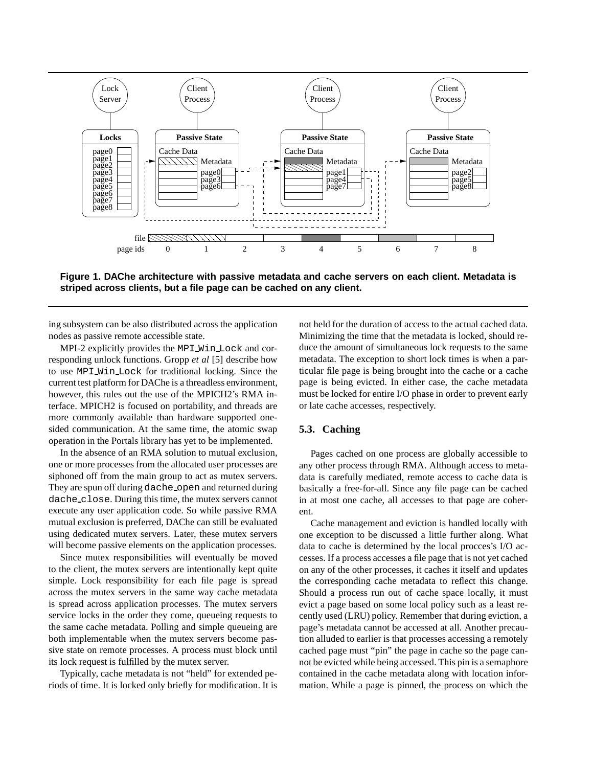**Figure 1. DAChe architecture with passive metadata and cache servers on each client. Metadata is striped across clients, but a file page can be cached on any client.**

ing subsystem can be also distributed across the application nodes as passive remote accessible state.

MPI-2 explicitly provides the `MPI_Win_Lock` and corresponding unlock functions. Gropp *et al* [5] describe how to use `MPI_Win_Lock` for traditional locking. Since the current test platform for DAChe is a threadless environment, however, this rules out the use of the MPICH2's RMA interface. MPICH2 is focused on portability, and threads are more commonly available than hardware supported one-sided communication. At the same time, the atomic swap operation in the Portals library has yet to be implemented.

In the absence of an RMA solution to mutual exclusion, one or more processes from the allocated user processes are siphoned off from the main group to act as mutex servers. They are spun off during `dache_open` and returned during `dache_close`. During this time, the mutex servers cannot execute any user application code. So while passive RMA mutual exclusion is preferred, DAChe can still be evaluated using dedicated mutex servers. Later, these mutex servers will become passive elements on the application processes.

Since mutex responsibilities will eventually be moved to the client, the mutex servers are intentionally kept quite simple. Lock responsibility for each file page is spread across the mutex servers in the same way cache metadata is spread across application processes. The mutex servers service locks in the order they come, queueing requests to the same cache metadata. Polling and simple queueing are both implementable when the mutex servers become passive state on remote processes. A process must block until its lock request is fulfilled by the mutex server.

Typically, cache metadata is not "held" for extended periods of time. It is locked only briefly for modification. It is not held for the duration of access to the actual cached data. Minimizing the time that the metadata is locked, should reduce the amount of simultaneous lock requests to the same metadata. The exception to short lock times is when a particular file page is being brought into the cache or a cache page is being evicted. In either case, the cache metadata must be locked for entire I/O phase in order to prevent early or late cache accesses, respectively.

### 5.3. Caching

Pages cached on one process are globally accessible to any other process through RMA. Although access to metadata is carefully mediated, remote access to cache data is basically a free-for-all. Since any file page can be cached in at most one cache, all accesses to that page are coherent.

Cache management and eviction is handled locally with one exception to be discussed a little further along. What data to cache is determined by the local procces's I/O accesses. If a process accesses a file page that is not yet cached on any of the other processes, it caches it itself and updates the corresponding cache metadata to reflect this change. Should a process run out of cache space locally, it must evict a page based on some local policy such as a least recently used (LRU) policy. Remember that during eviction, a page's metadata cannot be accessed at all. Another precaution alluded to earlier is that processes accessing a remotely cached page must "pin" the page in cache so the page cannot be evicted while being accessed. This pin is a semaphore contained in the cache metadata along with location information. While a page is pinned, the process on which the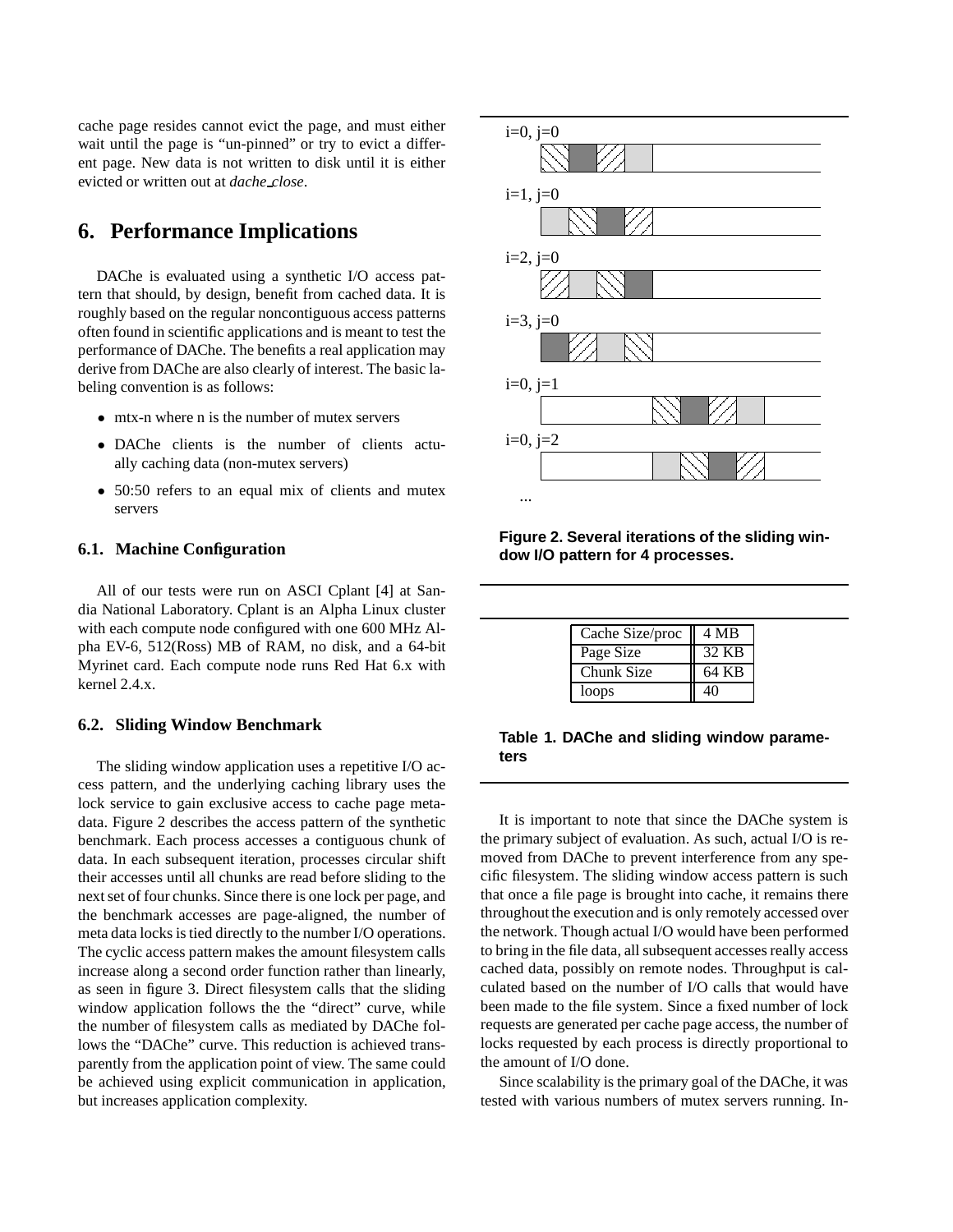cache page resides cannot evict the page, and must either wait until the page is "un-pinned" or try to evict a different page. New data is not written to disk until it is either evicted or written out at *dache_close*.

## 6. Performance Implications

DAChe is evaluated using a synthetic I/O access pattern that should, by design, benefit from cached data. It is roughly based on the regular noncontiguous access patterns often found in scientific applications and is meant to test the performance of DAChe. The benefits a real application may derive from DAChe are also clearly of interest. The basic labeling convention is as follows:

- mtx-n where n is the number of mutex servers
- DAChe clients is the number of clients actually caching data (non-mutex servers)
- 50:50 refers to an equal mix of clients and mutex servers

### 6.1. Machine Configuration

All of our tests were run on ASCI Cplant [4] at Sandia National Laboratory. Cplant is an Alpha Linux cluster with each compute node configured with one 600 MHz Alpha EV-6, 512(Ross) MB of RAM, no disk, and a 64-bit Myrinet card. Each compute node runs Red Hat 6.x with kernel 2.4.x.

### 6.2. Sliding Window Benchmark

The sliding window application uses a repetitive I/O access pattern, and the underlying caching library uses the lock service to gain exclusive access to cache page metadata. Figure 2 describes the access pattern of the synthetic benchmark. Each process accesses a contiguous chunk of data. In each subsequent iteration, processes circular shift their accesses until all chunks are read before sliding to the next set of four chunks. Since there is one lock per page, and the benchmark accesses are page-aligned, the number of meta data locks is tied directly to the number I/O operations. The cyclic access pattern makes the amount filesystem calls increase along a second order function rather than linearly, as seen in figure 3. Direct filesystem calls that the sliding window application follows the the "direct" curve, while the number of filesystem calls as mediated by DAChe follows the "DAChe" curve. This reduction is achieved transparently from the application point of view. The same could be achieved using explicit communication in application, but increases application complexity.

i=0, j=0

i=1, j=0

i=2, j=0

i=3, j=0

i=0, j=1

i=0, j=2

...

**Figure 2. Several iterations of the sliding window I/O pattern for 4 processes.**

| Cache Size/proc | 4 MB |
|---|---|
| Page Size | 32 KB |
| Chunk Size | 64 KB |
| loops | 40 |

**Table 1. DAChe and sliding window parameters**

It is important to note that since the DAChe system is the primary subject of evaluation. As such, actual I/O is removed from DAChe to prevent interference from any specific filesystem. The sliding window access pattern is such that once a file page is brought into cache, it remains there throughout the execution and is only remotely accessed over the network. Though actual I/O would have been performed to bring in the file data, all subsequent accesses really access cached data, possibly on remote nodes. Throughput is calculated based on the number of I/O calls that would have been made to the file system. Since a fixed number of lock requests are generated per cache page access, the number of locks requested by each process is directly proportional to the amount of I/O done.

Since scalability is the primary goal of the DAChe, it was tested with various numbers of mutex servers running. In-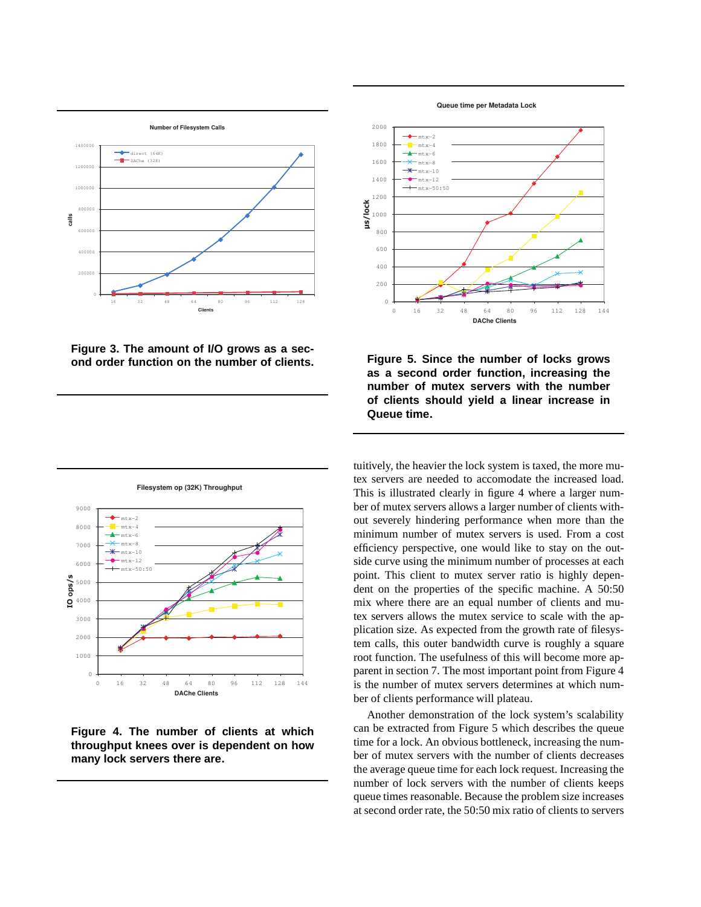Figure 3. The amount of I/O grows as a second order function on the number of clients.

Figure 5. Since the number of locks grows as a second order function, increasing the number of mutex servers with the number of clients should yield a linear increase in Queue time.

Figure 4. The number of clients at which throughput knees over is dependent on how many lock servers there are.

tuitively, the heavier the lock system is taxed, the more mutex servers are needed to accomodate the increased load. This is illustrated clearly in figure 4 where a larger number of mutex servers allows a larger number of clients without severely hindering performance when more than the minimum number of mutex servers is used. From a cost efficiency perspective, one would like to stay on the outside curve using the minimum number of processes at each point. This client to mutex server ratio is highly dependent on the properties of the specific machine. A 50:50 mix where there are an equal number of clients and mutex servers allows the mutex service to scale with the application size. As expected from the growth rate of filesystem calls, this outer bandwidth curve is roughly a square root function. The usefulness of this will become more apparent in section 7. The most important point from Figure 4 is the number of mutex servers determines at which number of clients performance will plateau.

Another demonstration of the lock system's scalability can be extracted from Figure 5 which describes the queue time for a lock. An obvious bottleneck, increasing the number of mutex servers with the number of clients decreases the average queue time for each lock request. Increasing the number of lock servers with the number of clients keeps queue times reasonable. Because the problem size increases at second order rate, the 50:50 mix ratio of clients to servers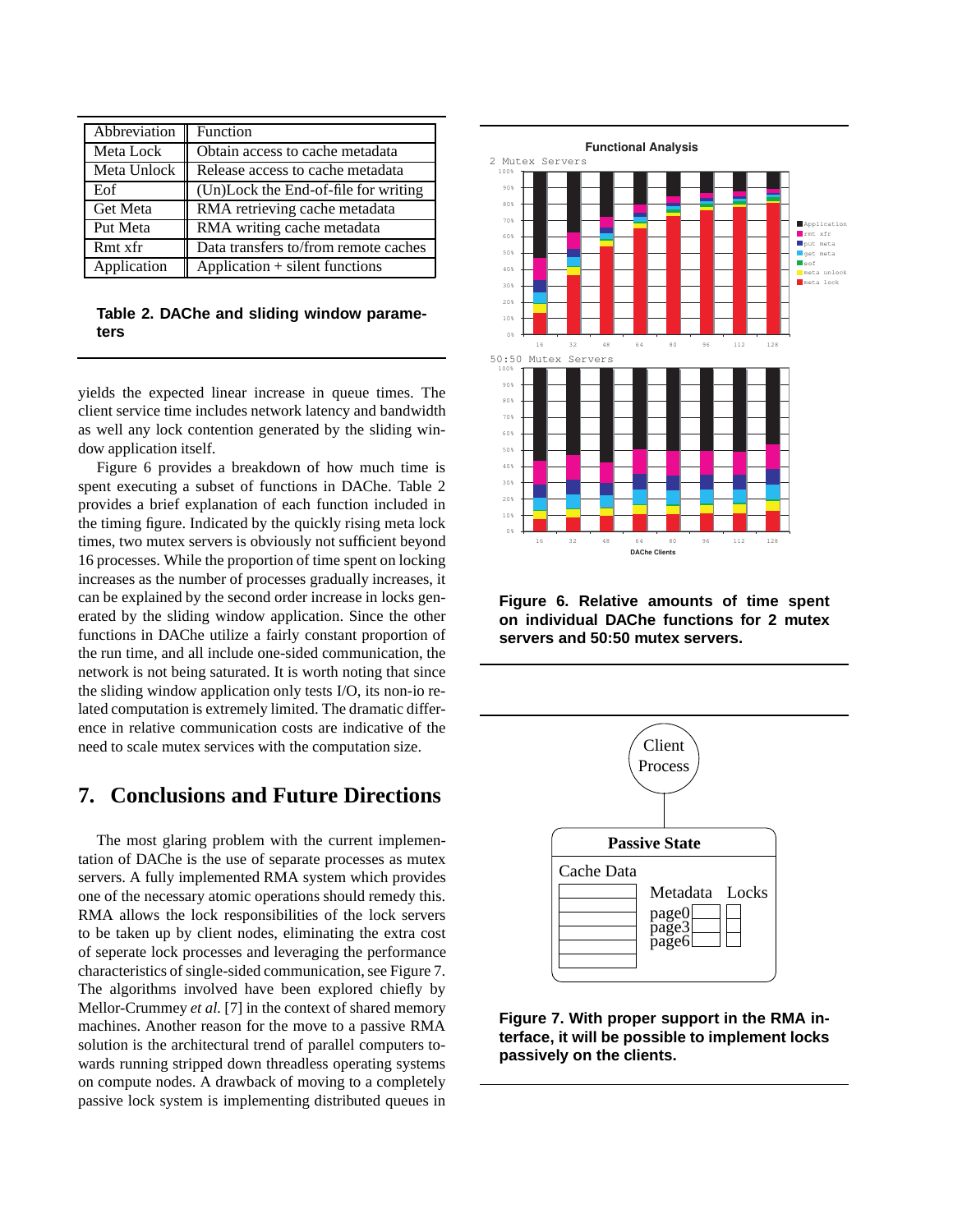| Abbreviation | Function |
|---|---|
| Meta Lock | Obtain access to cache metadata |
| Meta Unlock | Release access to cache metadata |
| Eof | (Un)Lock the End-of-file for writing |
| Get Meta | RMA retrieving cache metadata |
| Put Meta | RMA writing cache metadata |
| Rmt xfr | Data transfers to/from remote caches |
| Application | Application + silent functions |

**Table 2. DAChe and sliding window parameters**

yields the expected linear increase in queue times. The client service time includes network latency and bandwidth as well any lock contention generated by the sliding window application itself.

Figure 6 provides a breakdown of how much time is spent executing a subset of functions in DAChe. Table 2 provides a brief explanation of each function included in the timing figure. Indicated by the quickly rising meta lock times, two mutex servers is obviously not sufficient beyond 16 processes. While the proportion of time spent on locking increases as the number of processes gradually increases, it can be explained by the second order increase in locks generated by the sliding window application. Since the other functions in DAChe utilize a fairly constant proportion of the run time, and all include one-sided communication, the network is not being saturated. It is worth noting that since the sliding window application only tests I/O, its non-io related computation is extremely limited. The dramatic difference in relative communication costs are indicative of the need to scale mutex services with the computation size.

**Figure 6. Relative amounts of time spent on individual DAChe functions for 2 mutex servers and 50:50 mutex servers.**

## 7. Conclusions and Future Directions

The most glaring problem with the current implementation of DAChe is the use of separate processes as mutex servers. A fully implemented RMA system which provides one of the necessary atomic operations should remedy this. RMA allows the lock responsibilities of the lock servers to be taken up by client nodes, eliminating the extra cost of seperate lock processes and leveraging the performance characteristics of single-sided communication, see Figure 7. The algorithms involved have been explored chiefly by Mellor-Crummey *et al.* [7] in the context of shared memory machines. Another reason for the move to a passive RMA solution is the architectural trend of parallel computers towards running stripped down threadless operating systems on compute nodes. A drawback of moving to a completely passive lock system is implementing distributed queues in

**Figure 7. With proper support in the RMA interface, it will be possible to implement locks passively on the clients.**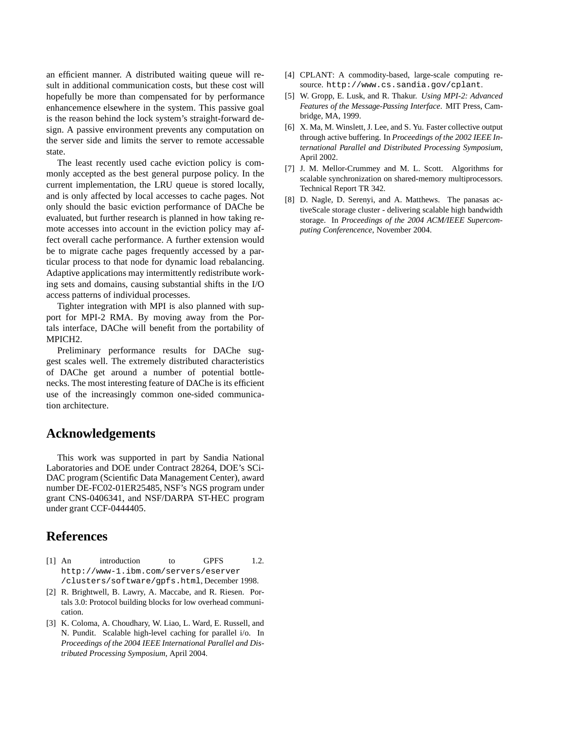an efficient manner. A distributed waiting queue will result in additional communication costs, but these cost will hopefully be more than compensated for by performance enhancemence elsewhere in the system. This passive goal is the reason behind the lock system's straight-forward design. A passive environment prevents any computation on the server side and limits the server to remote accessable state.

The least recently used cache eviction policy is commonly accepted as the best general purpose policy. In the current implementation, the LRU queue is stored locally, and is only affected by local accesses to cache pages. Not only should the basic eviction performance of DAChe be evaluated, but further research is planned in how taking remote accesses into account in the eviction policy may affect overall cache performance. A further extension would be to migrate cache pages frequently accessed by a particular process to that node for dynamic load rebalancing. Adaptive applications may intermittently redistribute working sets and domains, causing substantial shifts in the I/O access patterns of individual processes.

Tighter integration with MPI is also planned with support for MPI-2 RMA. By moving away from the Portals interface, DAChe will benefit from the portability of MPICH2.

Preliminary performance results for DAChe suggest scales well. The extremely distributed characteristics of DAChe get around a number of potential bottlenecks. The most interesting feature of DAChe is its efficient use of the increasingly common one-sided communication architecture.

## Acknowledgements

This work was supported in part by Sandia National Laboratories and DOE under Contract 28264, DOE's SciDAC program (Scientific Data Management Center), award number DE-FC02-01ER25485, NSF's NGS program under grant CNS-0406341, and NSF/DARPA ST-HEC program under grant CCF-0444405.

## References

[1] An introduction to GPFS 1.2. `http://www-1.ibm.com/servers/eserver /clusters/software/gpfs.html`, December 1998.

[2] R. Brightwell, B. Lawry, A. Maccabe, and R. Riesen. Portals 3.0: Protocol building blocks for low overhead communication.

[3] K. Coloma, A. Choudhary, W. Liao, L. Ward, E. Russell, and N. Pundit. Scalable high-level caching for parallel i/o. In *Proceedings of the 2004 IEEE International Parallel and Distributed Processing Symposium*, April 2004.

[4] CPLANT: A commodity-based, large-scale computing resource. `http://www.cs.sandia.gov/cplant`.

[5] W. Gropp, E. Lusk, and R. Thakur. *Using MPI-2: Advanced Features of the Message-Passing Interface*. MIT Press, Cambridge, MA, 1999.

[6] X. Ma, M. Winslett, J. Lee, and S. Yu. Faster collective output through active buffering. In *Proceedings of the 2002 IEEE International Parallel and Distributed Processing Symposium*, April 2002.

[7] J. M. Mellor-Crummey and M. L. Scott. Algorithms for scalable synchronization on shared-memory multiprocessors. Technical Report TR 342.

[8] D. Nagle, D. Serenyi, and A. Matthews. The panasas activeScale storage cluster - delivering scalable high bandwidth storage. In *Proceedings of the 2004 ACM/IEEE Supercomputing Conferencence*, November 2004.